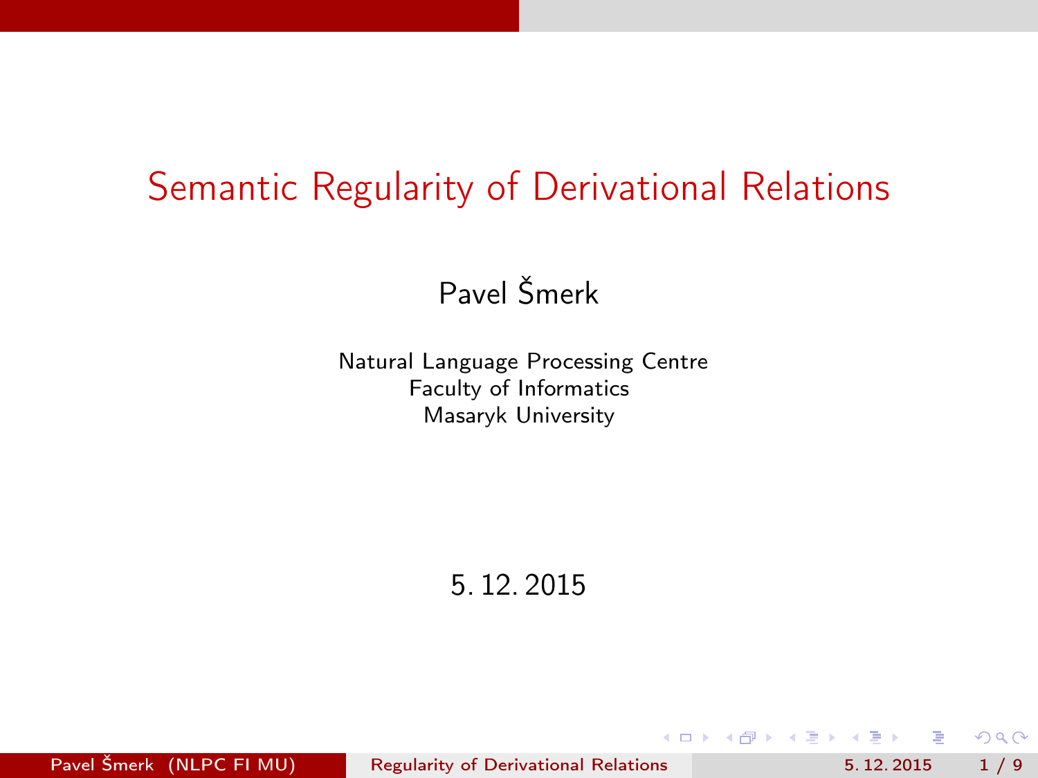# Semantic Regularity of Derivational Relations

Pavel Šmerk

Natural Language Processing Centre
Faculty of Informatics
Masaryk University

5. 12. 2015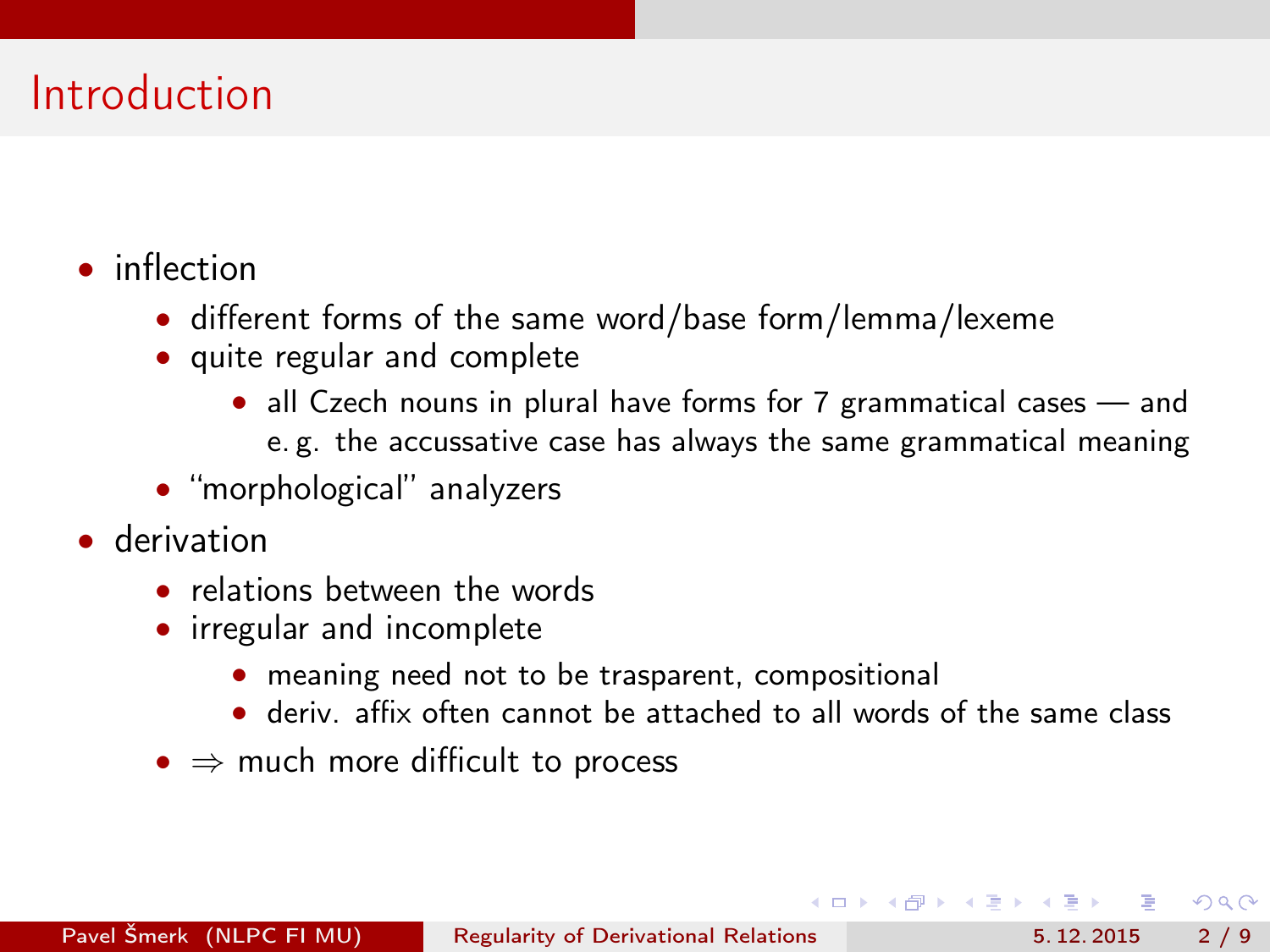# Introduction

- inflection
  - different forms of the same word/base form/lemma/lexeme
  - quite regular and complete
    - all Czech nouns in plural have forms for 7 grammatical cases — and e. g. the accussative case has always the same grammatical meaning
  - “morphological” analyzers
- derivation
  - relations between the words
  - irregular and incomplete
    - meaning need not to be trasparent, compositional
    - deriv. affix often cannot be attached to all words of the same class
  - $\Rightarrow$ much more difficult to process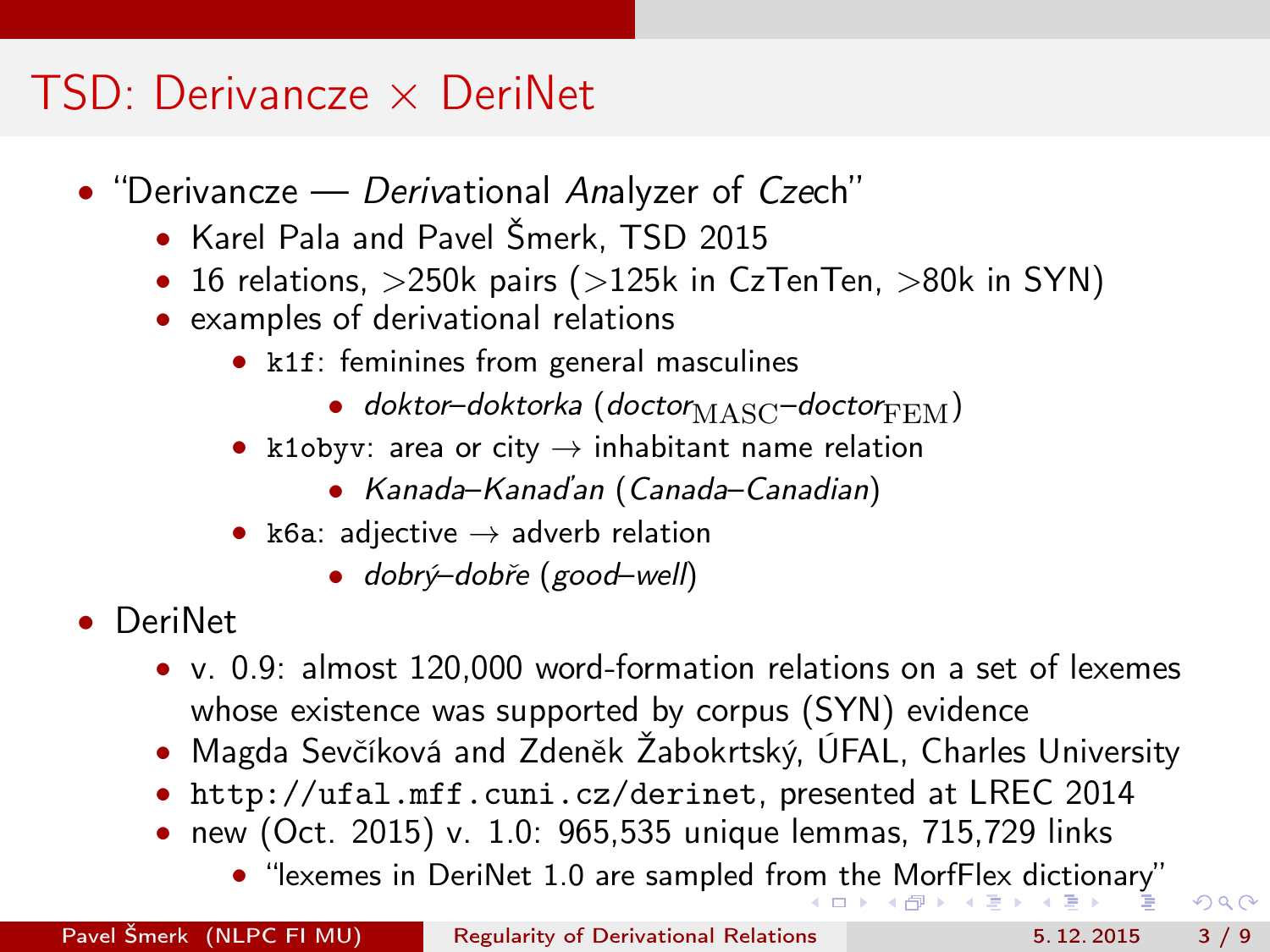# TSD: Derivancze × DeriNet

- "Derivancze — *Deriv*ational *An*alyzer of *Cze*ch"
  - Karel Pala and Pavel Šmerk, TSD 2015
  - 16 relations, >250k pairs (>125k in CzTenTen, >80k in SYN)
  - examples of derivational relations
    - `k1f`: feminines from general masculines
      - *doktor–doktorka* (*doctor*$_{\mathrm{MASC}}$–*doctor*$_{\mathrm{FEM}}$)
    - `k1obyv`: area or city → inhabitant name relation
      - *Kanada–Kanaďan* (*Canada–Canadian*)
    - `k6a`: adjective → adverb relation
      - *dobrý–dobře* (*good–well*)
- DeriNet
  - v. 0.9: almost 120,000 word-formation relations on a set of lexemes whose existence was supported by corpus (SYN) evidence
  - Magda Sevčíková and Zdeněk Žabokrtský, ÚFAL, Charles University
  - `http://ufal.mff.cuni.cz/derinet`, presented at LREC 2014
  - new (Oct. 2015) v. 1.0: 965,535 unique lemmas, 715,729 links
    - "lexemes in DeriNet 1.0 are sampled from the MorfFlex dictionary"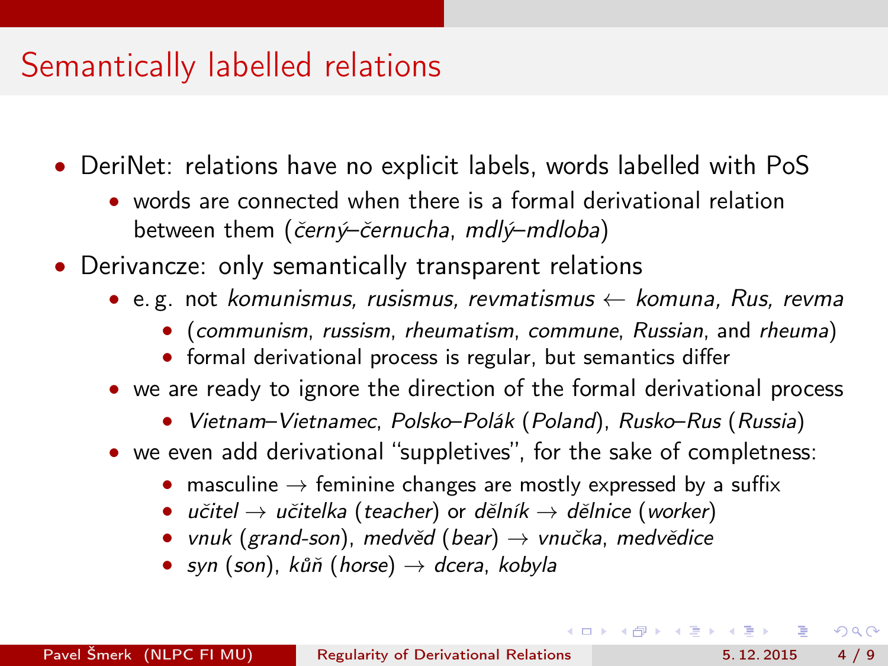# Semantically labelled relations

- DeriNet: relations have no explicit labels, words labelled with PoS
  - words are connected when there is a formal derivational relation between them (*černý*–*černucha*, *mdlý*–*mdloba*)
- Derivancze: only semantically transparent relations
  - e. g. not *komunismus, rusismus, revmatismus* ← *komuna, Rus, revma*
    - (*communism*, *russism*, *rheumatism*, *commune*, *Russian*, and *rheuma*)
    - formal derivational process is regular, but semantics differ
  - we are ready to ignore the direction of the formal derivational process
    - *Vietnam*–*Vietnamec*, *Polsko*–*Polák* (*Poland*), *Rusko*–*Rus* (*Russia*)
  - we even add derivational "suppletives", for the sake of completness:
    - masculine → feminine changes are mostly expressed by a suffix
    - *učitel* → *učitelka* (*teacher*) or *dělník* → *dělnice* (*worker*)
    - *vnuk* (*grand-son*), *medvěd* (*bear*) → *vnučka*, *medvědice*
    - *syn* (*son*), *kůň* (*horse*) → *dcera*, *kobyla*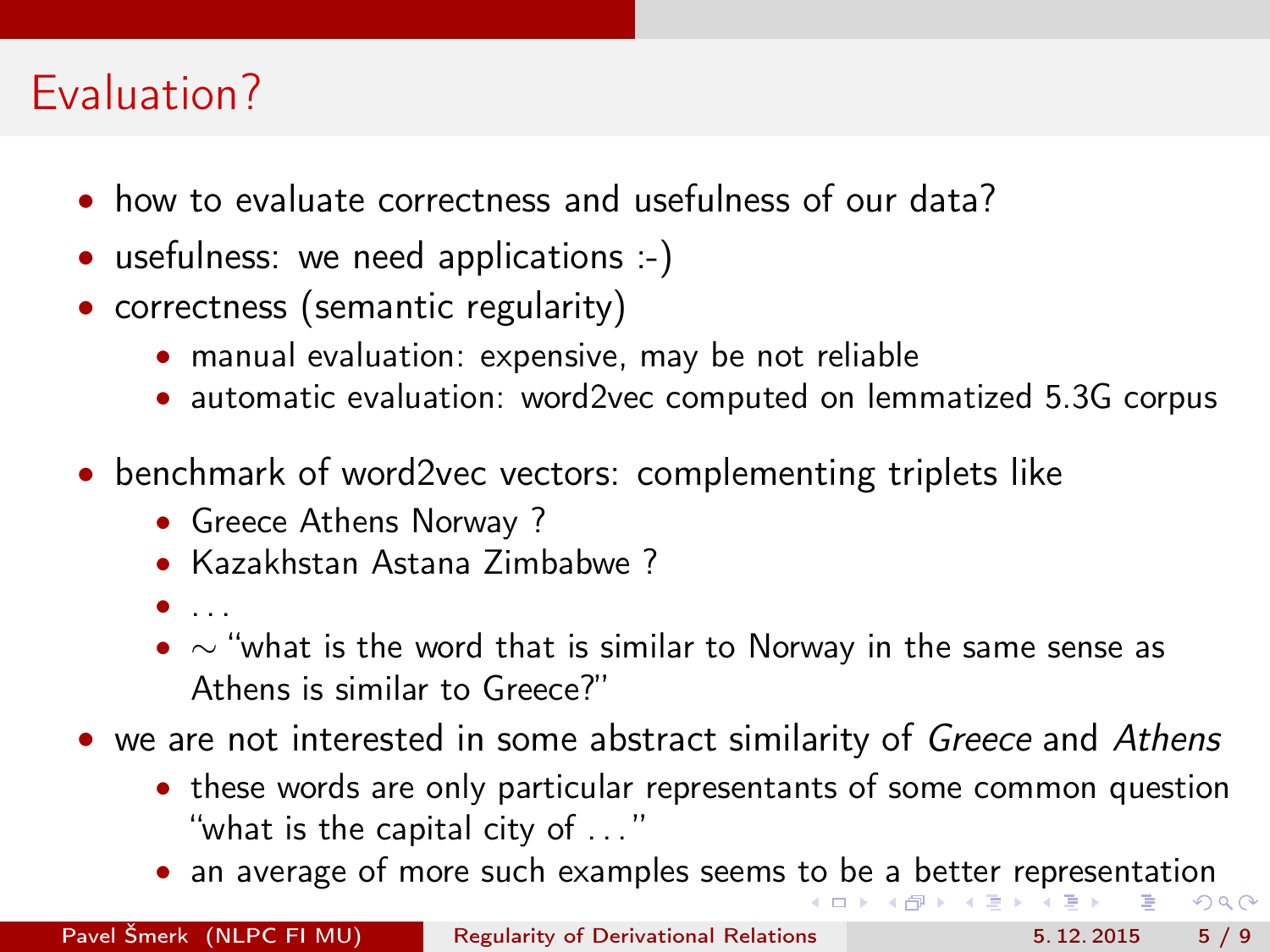# Evaluation?

- how to evaluate correctness and usefulness of our data?
- usefulness: we need applications :-)
- correctness (semantic regularity)
  - manual evaluation: expensive, may be not reliable
  - automatic evaluation: word2vec computed on lemmatized 5.3G corpus
- benchmark of word2vec vectors: complementing triplets like
  - Greece Athens Norway ?
  - Kazakhstan Astana Zimbabwe ?
  - ...
  - $\sim$ "what is the word that is similar to Norway in the same sense as Athens is similar to Greece?"
- we are not interested in some abstract similarity of *Greece* and *Athens*
  - these words are only particular representants of some common question "what is the capital city of ..."
  - an average of more such examples seems to be a better representation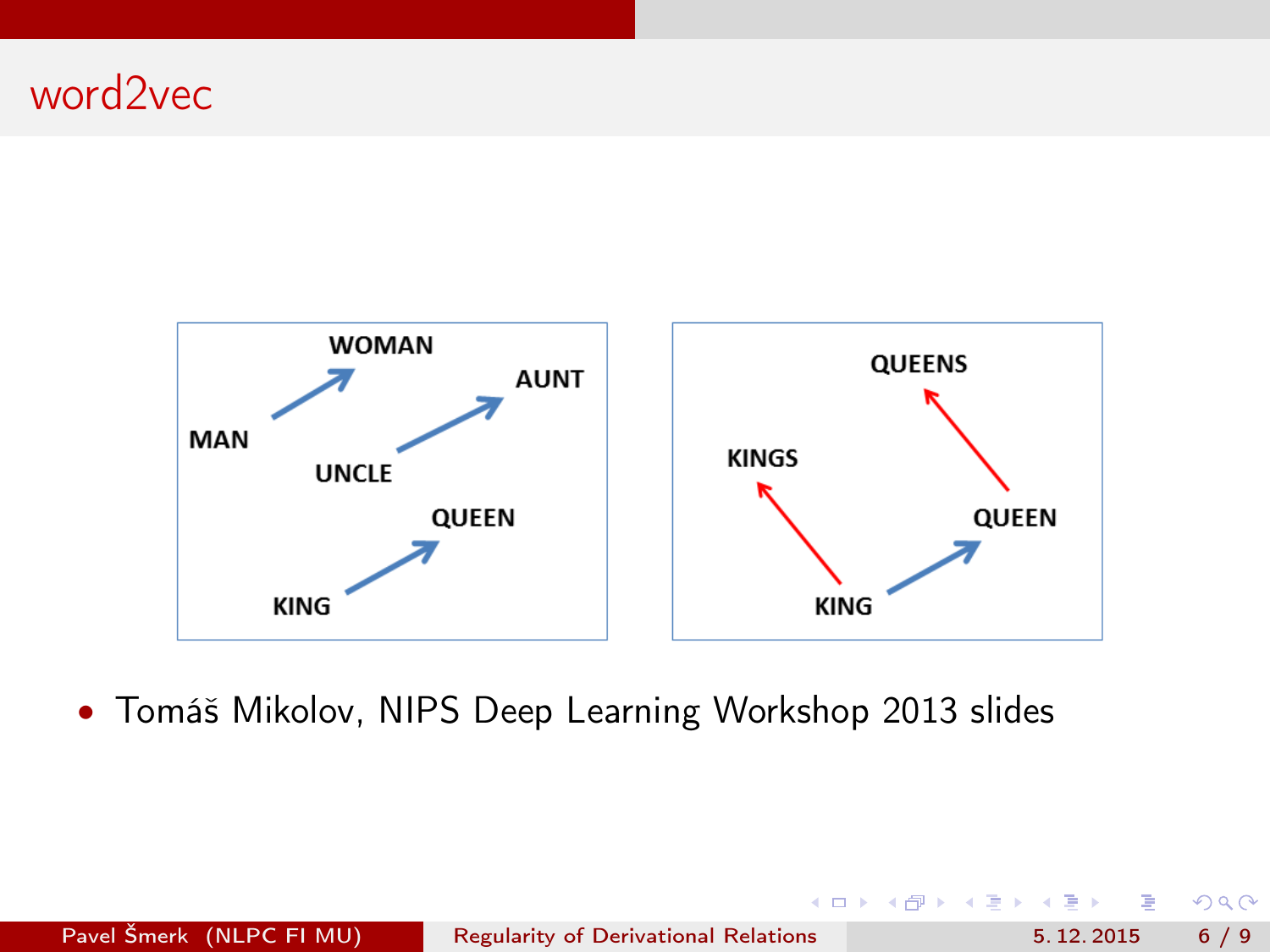# word2vec

MAN WOMAN UNCLE AUNT KING QUEEN

KINGS QUEENS KING QUEEN

- Tomáš Mikolov, NIPS Deep Learning Workshop 2013 slides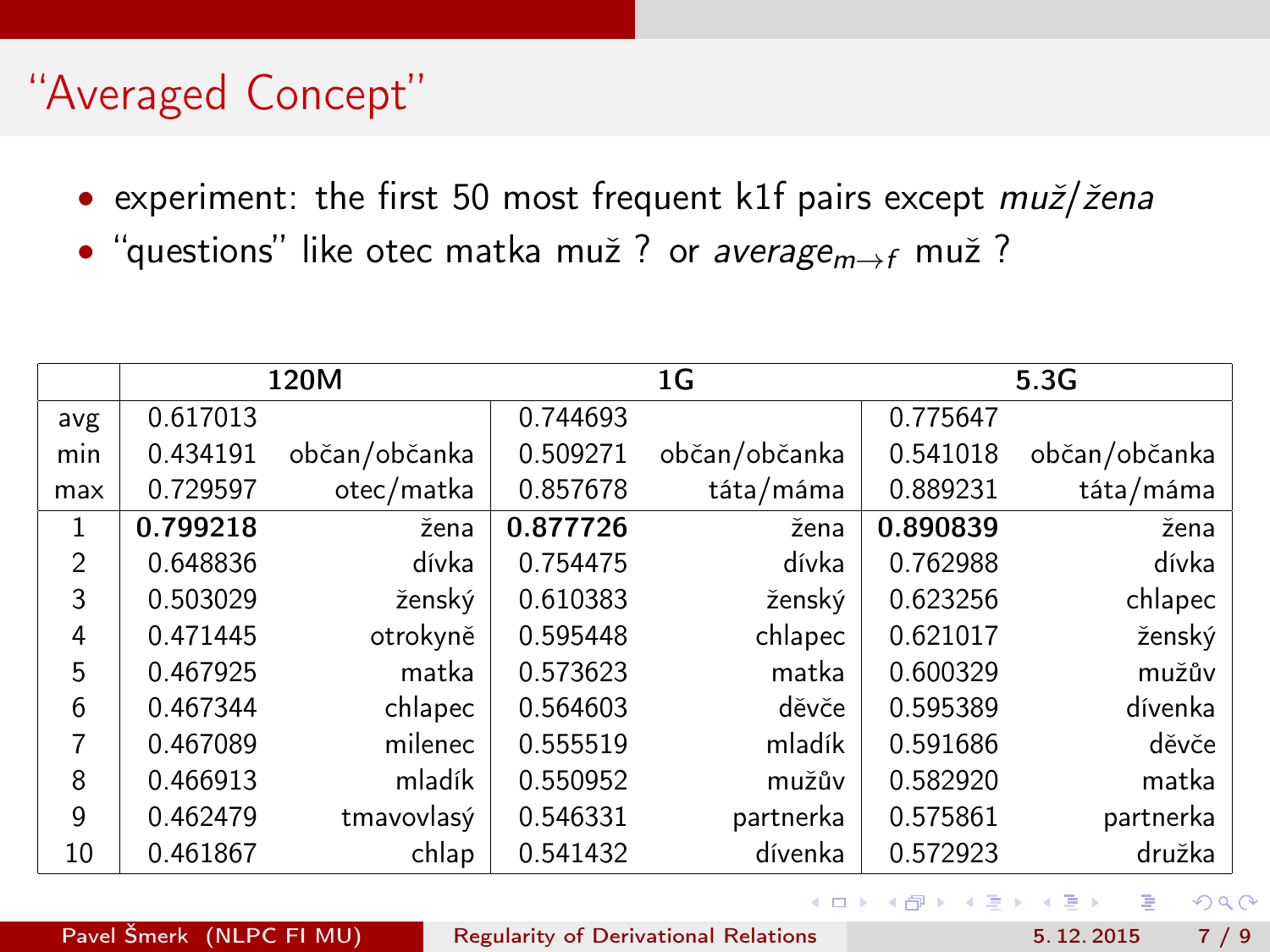# "Averaged Concept"

- experiment: the first 50 most frequent k1f pairs except *muž/žena*
- "questions" like otec matka muž ? or $average_{m \to f}$ muž ?

| | 120M | | 1G | | 5.3G | |
|---|---|---|---|---|---|---|
| avg | 0.617013 | | 0.744693 | | 0.775647 | |
| min | 0.434191 | občan/občanka | 0.509271 | občan/občanka | 0.541018 | občan/občanka |
| max | 0.729597 | otec/matka | 0.857678 | táta/máma | 0.889231 | táta/máma |
| 1 | **0.799218** | žena | **0.877726** | žena | **0.890839** | žena |
| 2 | 0.648836 | dívka | 0.754475 | dívka | 0.762988 | dívka |
| 3 | 0.503029 | ženský | 0.610383 | ženský | 0.623256 | chlapec |
| 4 | 0.471445 | otrokyně | 0.595448 | chlapec | 0.621017 | ženský |
| 5 | 0.467925 | matka | 0.573623 | matka | 0.600329 | mužův |
| 6 | 0.467344 | chlapec | 0.564603 | děvče | 0.595389 | dívenka |
| 7 | 0.467089 | milenec | 0.555519 | mladík | 0.591686 | děvče |
| 8 | 0.466913 | mladík | 0.550952 | mužův | 0.582920 | matka |
| 9 | 0.462479 | tmavovlasý | 0.546331 | partnerka | 0.575861 | partnerka |
| 10 | 0.461867 | chlap | 0.541432 | dívenka | 0.572923 | družka |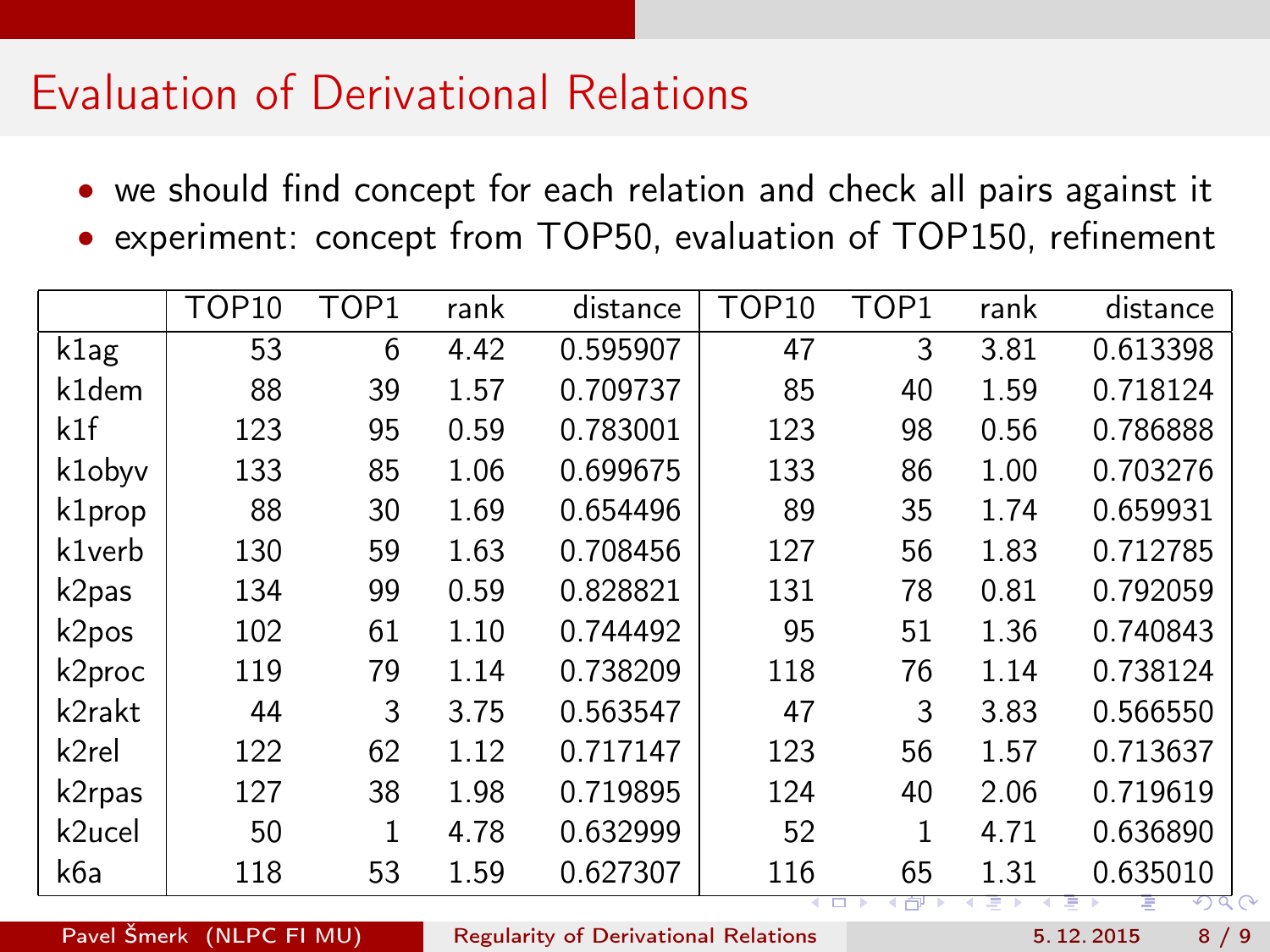# Evaluation of Derivational Relations

- we should find concept for each relation and check all pairs against it
- experiment: concept from TOP50, evaluation of TOP150, refinement

| | TOP10 | TOP1 | rank | distance | TOP10 | TOP1 | rank | distance |
|---|---|---|---|---|---|---|---|---|
| k1ag | 53 | 6 | 4.42 | 0.595907 | 47 | 3 | 3.81 | 0.613398 |
| k1dem | 88 | 39 | 1.57 | 0.709737 | 85 | 40 | 1.59 | 0.718124 |
| k1f | 123 | 95 | 0.59 | 0.783001 | 123 | 98 | 0.56 | 0.786888 |
| k1obyv | 133 | 85 | 1.06 | 0.699675 | 133 | 86 | 1.00 | 0.703276 |
| k1prop | 88 | 30 | 1.69 | 0.654496 | 89 | 35 | 1.74 | 0.659931 |
| k1verb | 130 | 59 | 1.63 | 0.708456 | 127 | 56 | 1.83 | 0.712785 |
| k2pas | 134 | 99 | 0.59 | 0.828821 | 131 | 78 | 0.81 | 0.792059 |
| k2pos | 102 | 61 | 1.10 | 0.744492 | 95 | 51 | 1.36 | 0.740843 |
| k2proc | 119 | 79 | 1.14 | 0.738209 | 118 | 76 | 1.14 | 0.738124 |
| k2rakt | 44 | 3 | 3.75 | 0.563547 | 47 | 3 | 3.83 | 0.566550 |
| k2rel | 122 | 62 | 1.12 | 0.717147 | 123 | 56 | 1.57 | 0.713637 |
| k2rpas | 127 | 38 | 1.98 | 0.719895 | 124 | 40 | 2.06 | 0.719619 |
| k2ucel | 50 | 1 | 4.78 | 0.632999 | 52 | 1 | 4.71 | 0.636890 |
| k6a | 118 | 53 | 1.59 | 0.627307 | 116 | 65 | 1.31 | 0.635010 |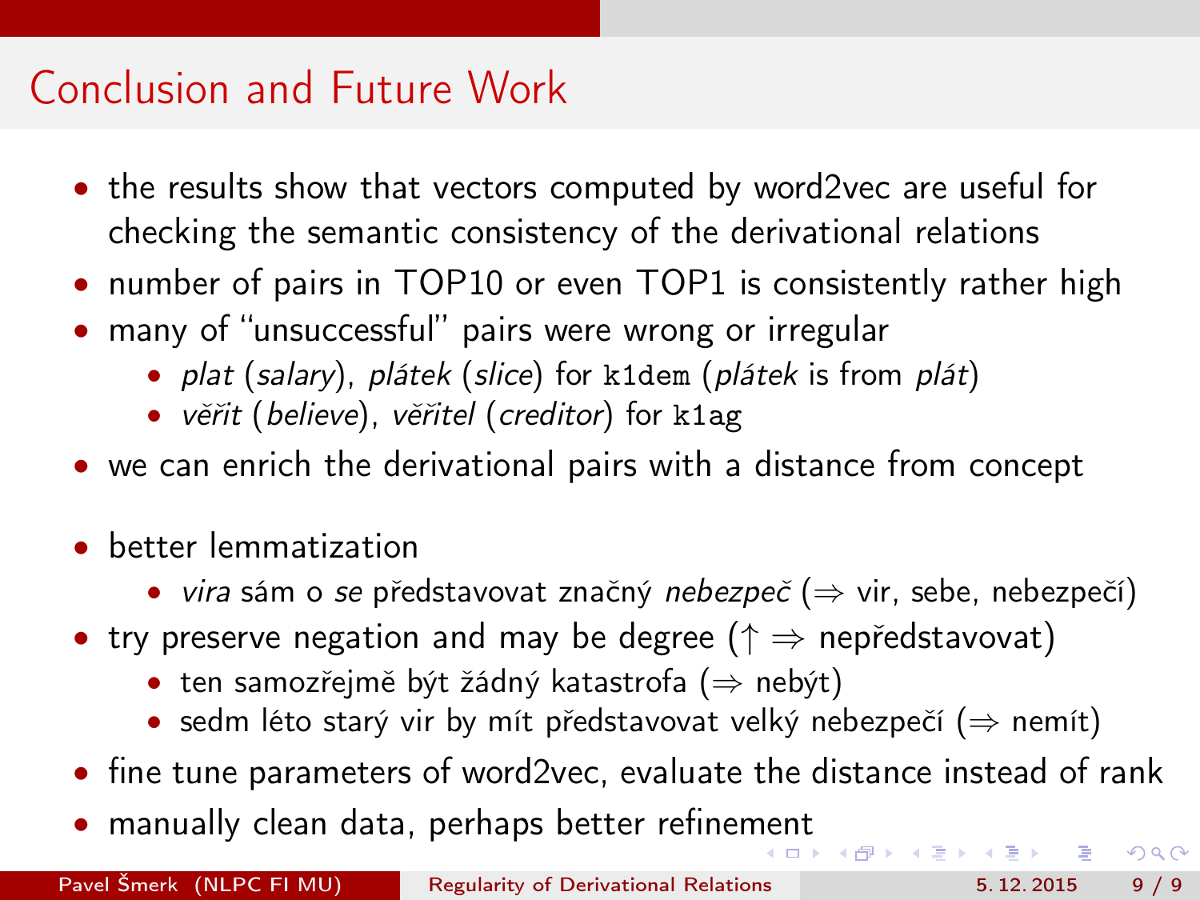# Conclusion and Future Work

- the results show that vectors computed by word2vec are useful for checking the semantic consistency of the derivational relations
- number of pairs in TOP10 or even TOP1 is consistently rather high
- many of "unsuccessful" pairs were wrong or irregular
  - *plat* (*salary*), *plátek* (*slice*) for `k1dem` (*plátek* is from *plát*)
  - *věřit* (*believe*), *věřitel* (*creditor*) for `k1ag`
- we can enrich the derivational pairs with a distance from concept

- better lemmatization
  - *vira* sám o *se* představovat značný *nebezpeč* ($\Rightarrow$ vir, sebe, nebezpečí)
- try preserve negation and may be degree ($\uparrow \Rightarrow$ nepředstavovat)
  - ten samozřejmě být žádný katastrofa ($\Rightarrow$ nebýt)
  - sedm léto starý vir by mít představovat velký nebezpečí ($\Rightarrow$ nemít)
- fine tune parameters of word2vec, evaluate the distance instead of rank
- manually clean data, perhaps better refinement